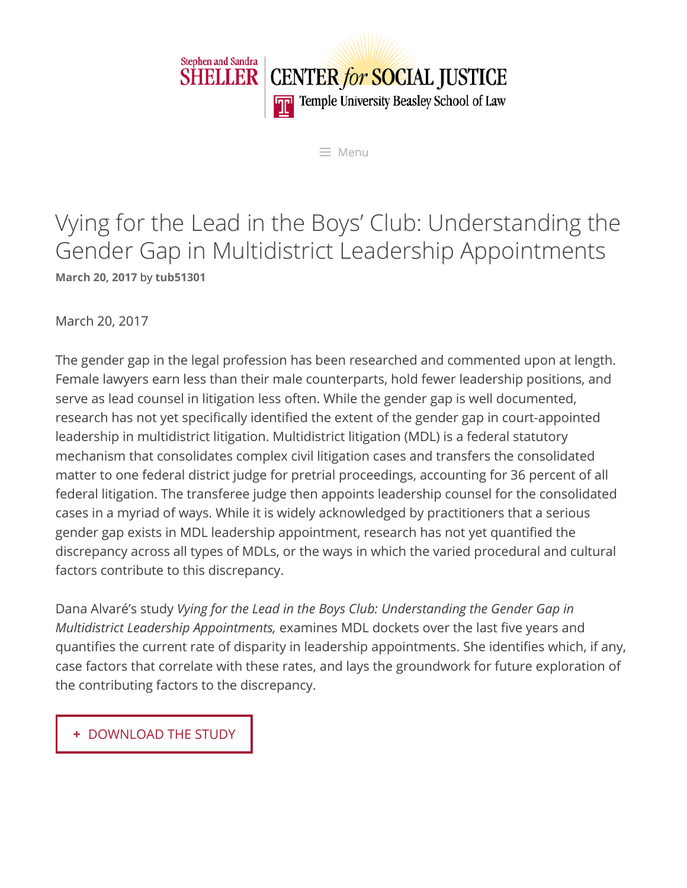Stephen and Sandra SHELLER CENTER *for* SOCIAL JUSTICE

Temple University Beasley School of Law

Menu

# Vying for the Lead in the Boys' Club: Understanding the Gender Gap in Multidistrict Leadership Appointments

**March 20, 2017** by **tub51301**

March 20, 2017

The gender gap in the legal profession has been researched and commented upon at length. Female lawyers earn less than their male counterparts, hold fewer leadership positions, and serve as lead counsel in litigation less often. While the gender gap is well documented, research has not yet specifically identified the extent of the gender gap in court-appointed leadership in multidistrict litigation. Multidistrict litigation (MDL) is a federal statutory mechanism that consolidates complex civil litigation cases and transfers the consolidated matter to one federal district judge for pretrial proceedings, accounting for 36 percent of all federal litigation. The transferee judge then appoints leadership counsel for the consolidated cases in a myriad of ways. While it is widely acknowledged by practitioners that a serious gender gap exists in MDL leadership appointment, research has not yet quantified the discrepancy across all types of MDLs, or the ways in which the varied procedural and cultural factors contribute to this discrepancy.

Dana Alvaré's study *Vying for the Lead in the Boys Club: Understanding the Gender Gap in Multidistrict Leadership Appointments,* examines MDL dockets over the last five years and quantifies the current rate of disparity in leadership appointments. She identifies which, if any, case factors that correlate with these rates, and lays the groundwork for future exploration of the contributing factors to the discrepancy.

+ DOWNLOAD THE STUDY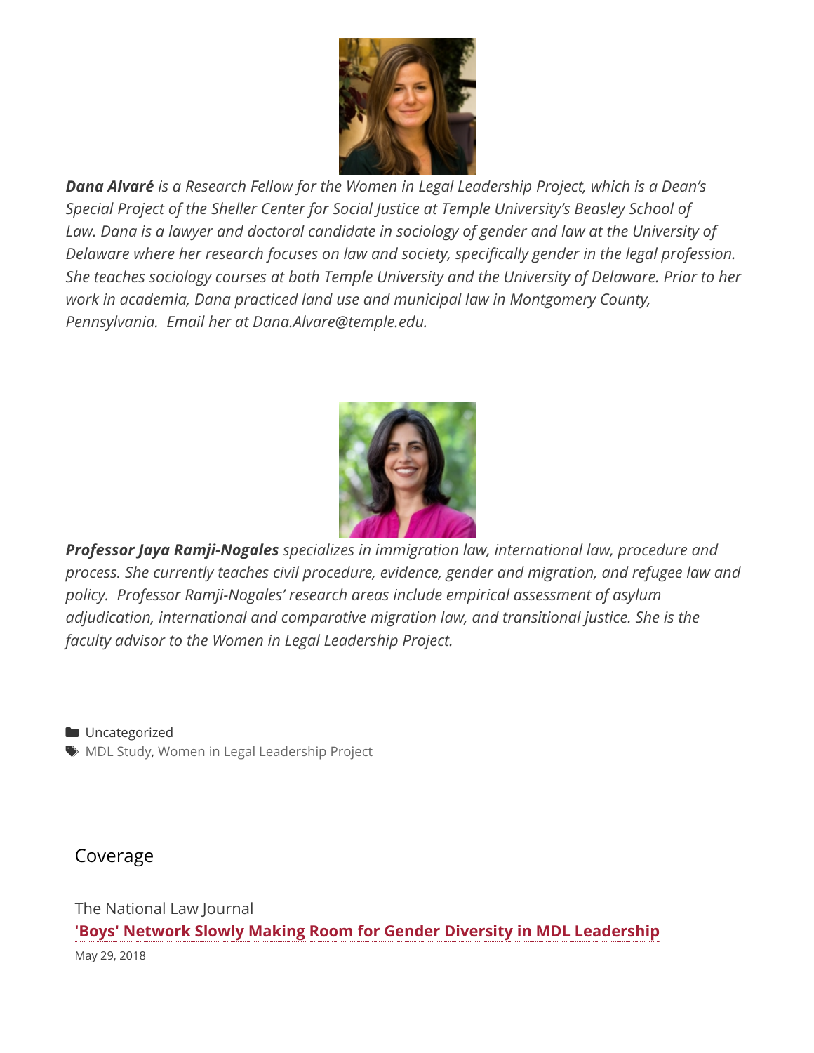***Dana Alvaré** is a Research Fellow for the Women in Legal Leadership Project, which is a Dean's Special Project of the Sheller Center for Social Justice at Temple University's Beasley School of Law. Dana is a lawyer and doctoral candidate in sociology of gender and law at the University of Delaware where her research focuses on law and society, specifically gender in the legal profession. She teaches sociology courses at both Temple University and the University of Delaware. Prior to her work in academia, Dana practiced land use and municipal law in Montgomery County, Pennsylvania. Email her at Dana.Alvare@temple.edu.*

***Professor Jaya Ramji-Nogales** specializes in immigration law, international law, procedure and process. She currently teaches civil procedure, evidence, gender and migration, and refugee law and policy. Professor Ramji-Nogales' research areas include empirical assessment of asylum adjudication, international and comparative migration law, and transitional justice. She is the faculty advisor to the Women in Legal Leadership Project.*

Uncategorized

MDL Study, Women in Legal Leadership Project

## Coverage

The National Law Journal

**'Boys' Network Slowly Making Room for Gender Diversity in MDL Leadership**

May 29, 2018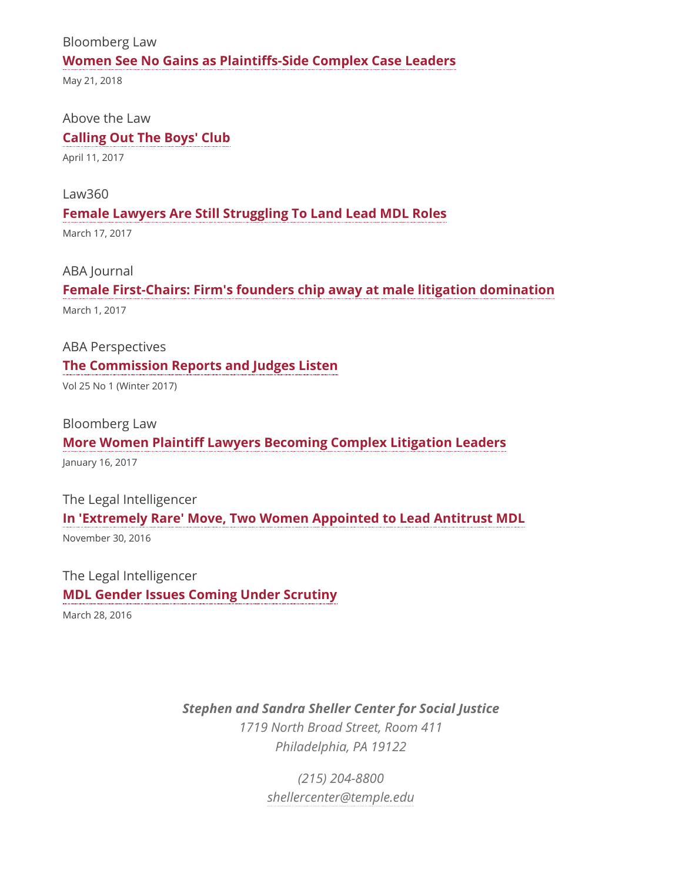Bloomberg Law

**Women See No Gains as Plaintiffs-Side Complex Case Leaders**

May 21, 2018

Above the Law

**Calling Out The Boys' Club**

April 11, 2017

Law360

**Female Lawyers Are Still Struggling To Land Lead MDL Roles**

March 17, 2017

ABA Journal

**Female First-Chairs: Firm's founders chip away at male litigation domination**

March 1, 2017

ABA Perspectives

**The Commission Reports and Judges Listen**

Vol 25 No 1 (Winter 2017)

Bloomberg Law

**More Women Plaintiff Lawyers Becoming Complex Litigation Leaders**

January 16, 2017

The Legal Intelligencer

**In 'Extremely Rare' Move, Two Women Appointed to Lead Antitrust MDL**

November 30, 2016

The Legal Intelligencer

**MDL Gender Issues Coming Under Scrutiny**

March 28, 2016

***Stephen and Sandra Sheller Center for Social Justice***
*1719 North Broad Street, Room 411*
*Philadelphia, PA 19122*

*(215) 204-8800*
*shellercenter@temple.edu*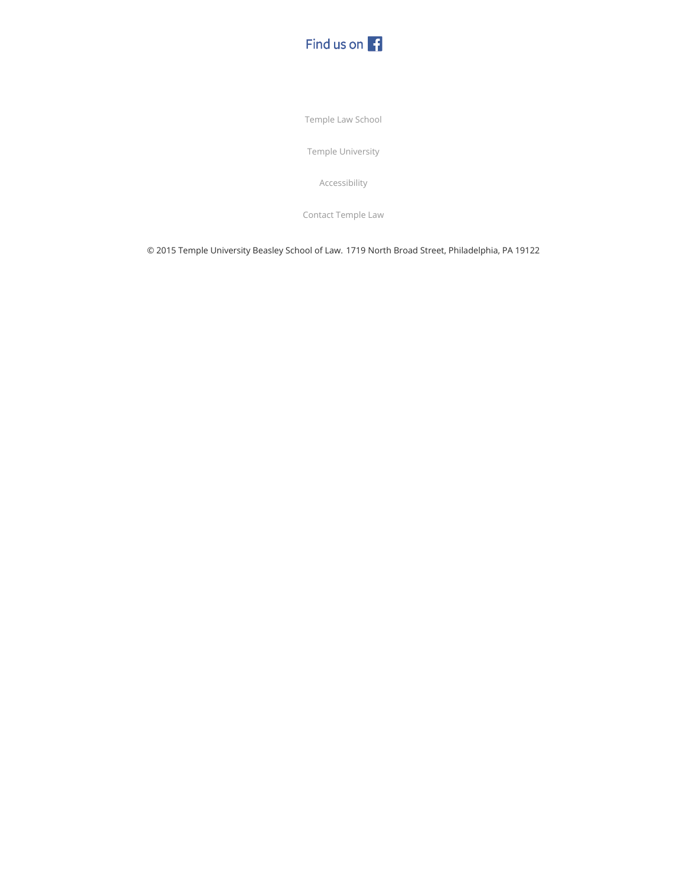Find us on

Temple Law School

Temple University

Accessibility

Contact Temple Law

© 2015 Temple University Beasley School of Law. 1719 North Broad Street, Philadelphia, PA 19122